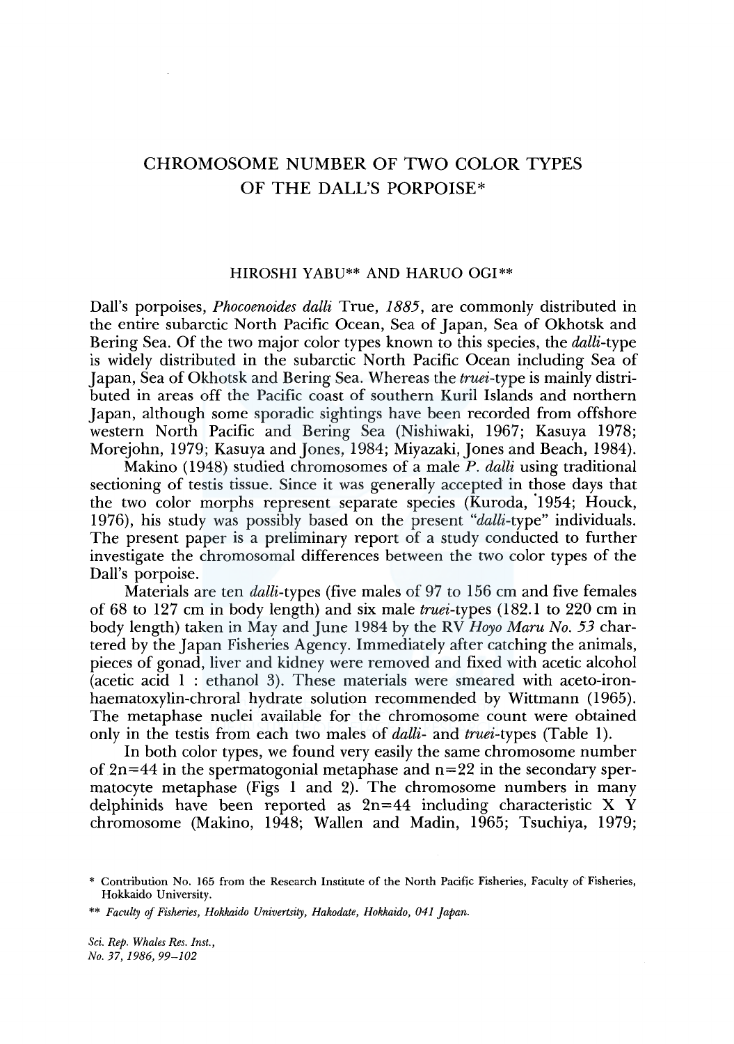# CHROMOSOME NUMBER OF TWO COLOR TYPES OF THE DALL'S PORPOISE*

HIROSHI YABU** AND HARUO OGI**

Dall's porpoises, *Phocoenoides dalli* True, *1885*, are commonly distributed in the entire subarctic North Pacific Ocean, Sea of Japan, Sea of Okhotsk and Bering Sea. Of the two major color types known to this species, the *dalli*-type is widely distributed in the subarctic North Pacific Ocean including Sea of Japan, Sea of Okhotsk and Bering Sea. Whereas the *truei*-type is mainly distributed in areas off the Pacific coast of southern Kuril Islands and northern Japan, although some sporadic sightings have been recorded from offshore western North Pacific and Bering Sea (Nishiwaki, 1967; Kasuya 1978; Morejohn, 1979; Kasuya and Jones, 1984; Miyazaki, Jones and Beach, 1984).

Makino (1948) studied chromosomes of a male *P. dalli* using traditional sectioning of testis tissue. Since it was generally accepted in those days that the two color morphs represent separate species (Kuroda, 1954; Houck, 1976), his study was possibly based on the present "*dalli*-type" individuals. The present paper is a preliminary report of a study conducted to further investigate the chromosomal differences between the two color types of the Dall's porpoise.

Materials are ten *dalli*-types (five males of 97 to 156 cm and five females of 68 to 127 cm in body length) and six male *truei*-types (182.1 to 220 cm in body length) taken in May and June 1984 by the RV *Hoyo Maru No. 53* chartered by the Japan Fisheries Agency. Immediately after catching the animals, pieces of gonad, liver and kidney were removed and fixed with acetic alcohol (acetic acid 1 : ethanol 3). These materials were smeared with aceto-iron-haematoxylin-chroral hydrate solution recommended by Wittmann (1965). The metaphase nuclei available for the chromosome count were obtained only in the testis from each two males of *dalli*- and *truei*-types (Table 1).

In both color types, we found very easily the same chromosome number of 2n=44 in the spermatogonial metaphase and n=22 in the secondary spermatocyte metaphase (Figs 1 and 2). The chromosome numbers in many delphinids have been reported as 2n=44 including characteristic X Y chromosome (Makino, 1948; Wallen and Madin, 1965; Tsuchiya, 1979;

---

\* Contribution No. 165 from the Research Institute of the North Pacific Fisheries, Faculty of Fisheries, Hokkaido University.

\*\* *Faculty of Fisheries, Hokkaido Univertsity, Hakodate, Hokkaido, 041 Japan.*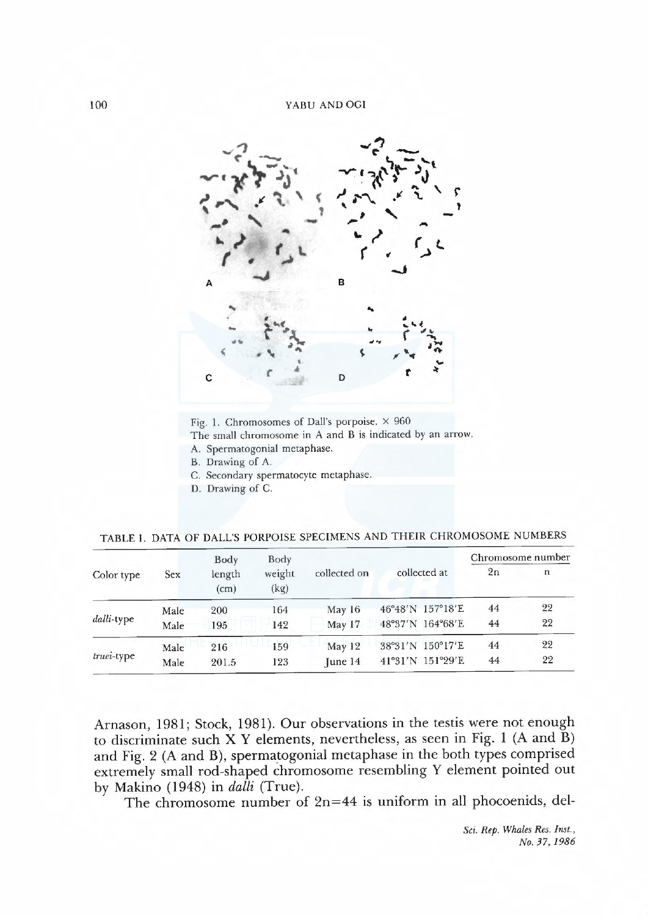Fig. 1. Chromosomes of Dall's porpoise. × 960
The small chromosome in A and B is indicated by an arrow.
A. Spermatogonial metaphase.
B. Drawing of A.
C. Secondary spermatocyte metaphase.
D. Drawing of C.

TABLE 1. DATA OF DALL'S PORPOISE SPECIMENS AND THEIR CHROMOSOME NUMBERS

| Color type | Sex | Body length (cm) | Body weight (kg) | collected on | collected at | Chromosome number | |
|---|---|---|---|---|---|---|---|
| | | | | | | 2n | n |
| *dalli*-type | Male | 200 | 164 | May 16 | 46°48′N 157°18′E | 44 | 22 |
| | Male | 195 | 142 | May 17 | 48°37′N 164°68′E | 44 | 22 |
| *truei*-type | Male | 216 | 159 | May 12 | 38°31′N 150°17′E | 44 | 22 |
| | Male | 201.5 | 123 | June 14 | 41°31′N 151°29′E | 44 | 22 |

Arnason, 1981; Stock, 1981). Our observations in the testis were not enough to discriminate such X Y elements, nevertheless, as seen in Fig. 1 (A and B) and Fig. 2 (A and B), spermatogonial metaphase in the both types comprised extremely small rod-shaped chromosome resembling Y element pointed out by Makino (1948) in *dalli* (True).

The chromosome number of 2n=44 is uniform in all phocoenids, del-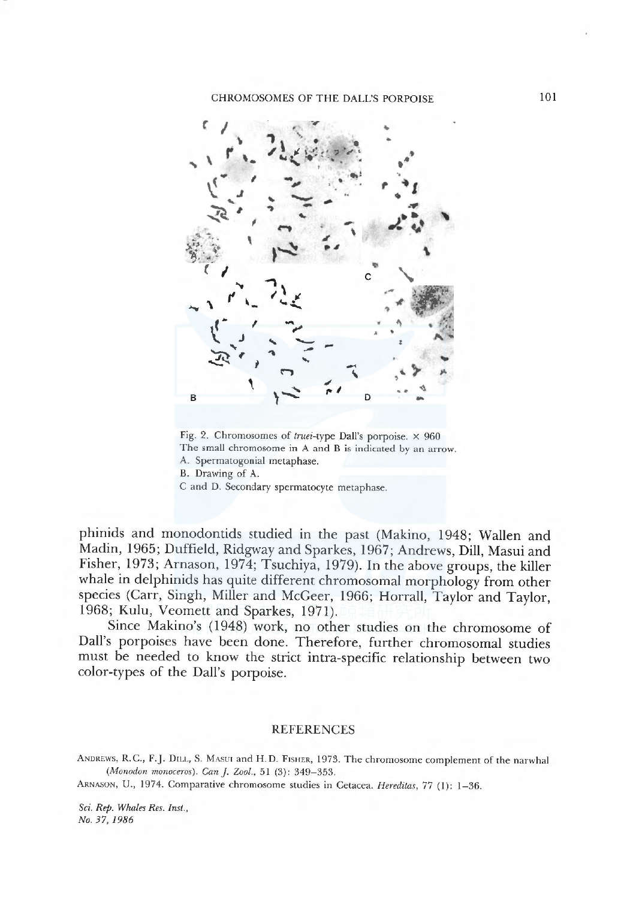Fig. 2. Chromosomes of *truei*-type Dall's porpoise. × 960
The small chromosome in A and B is indicated by an arrow.
A. Spermatogonial metaphase.
B. Drawing of A.
C and D. Secondary spermatocyte metaphase.

phinids and monodontids studied in the past (Makino, 1948; Wallen and Madin, 1965; Duffield, Ridgway and Sparkes, 1967; Andrews, Dill, Masui and Fisher, 1973; Arnason, 1974; Tsuchiya, 1979). In the above groups, the killer whale in delphinids has quite different chromosomal morphology from other species (Carr, Singh, Miller and McGeer, 1966; Horrall, Taylor and Taylor, 1968; Kulu, Veomett and Sparkes, 1971).

Since Makino's (1948) work, no other studies on the chromosome of Dall's porpoises have been done. Therefore, further chromosomal studies must be needed to know the strict intra-specific relationship between two color-types of the Dall's porpoise.

## REFERENCES

Andrews, R.C., F.J. Dill, S. Masui and H.D. Fisher, 1973. The chromosome complement of the narwhal (*Monodon monoceros*). *Can J. Zool.*, 51 (3): 349–353.

Arnason, U., 1974. Comparative chromosome studies in Cetacea. *Hereditas*, 77 (1): 1–36.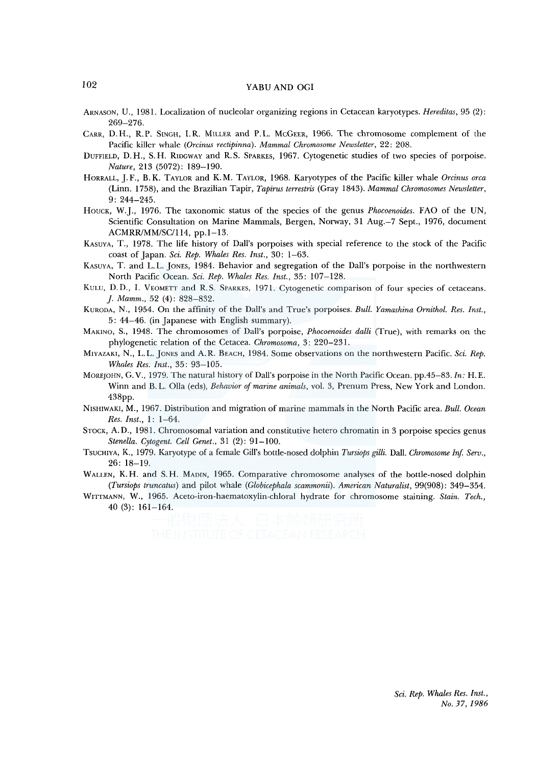Arnason, U., 1981. Localization of nucleolar organizing regions in Cetacean karyotypes. *Hereditas*, 95 (2): 269–276.

Carr, D.H., R.P. Singh, I.R. Miller and P.L. McGeer, 1966. The chromosome complement of the Pacific killer whale (*Orcinus rectipinna*). *Mammal Chromosome Newsletter*, 22: 208.

Duffield, D.H., S.H. Ridgway and R.S. Sparkes, 1967. Cytogenetic studies of two species of porpoise. *Nature*, 213 (5072): 189–190.

Horrall, J.F., B.K. Taylor and K.M. Taylor, 1968. Karyotypes of the Pacific killer whale *Orcinus orca* (Linn. 1758), and the Brazilian Tapir, *Tapirus terrestris* (Gray 1843). *Mammal Chromosomes Newsletter*, 9: 244–245.

Houck, W.J., 1976. The taxonomic status of the species of the genus *Phocoenoides*. FAO of the UN, Scientific Consultation on Marine Mammals, Bergen, Norway, 31 Aug.–7 Sept., 1976, document ACMRR/MM/SC/114, pp.1–13.

Kasuya, T., 1978. The life history of Dall's porpoises with special reference to the stock of the Pacific coast of Japan. *Sci. Rep. Whales Res. Inst.*, 30: 1–63.

Kasuya, T. and L.L. Jones, 1984. Behavior and segregation of the Dall's porpoise in the northwestern North Pacific Ocean. *Sci. Rep. Whales Res. Inst.*, 35: 107–128.

Kulu, D.D., I. Veomett and R.S. Sparkes, 1971. Cytogenetic comparison of four species of cetaceans. *J. Mamm.*, 52 (4): 828–832.

Kuroda, N., 1954. On the affinity of the Dall's and True's porpoises. *Bull. Yamashina Ornithol. Res. Inst.*, 5: 44–46. (in Japanese with English summary).

Makino, S., 1948. The chromosomes of Dall's porpoise, *Phocoenoides dalli* (True), with remarks on the phylogenetic relation of the Cetacea. *Chromosoma*, 3: 220–231.

Miyazaki, N., L.L. Jones and A.R. Beach, 1984. Some observations on the northwestern Pacific. *Sci. Rep. Whales Res. Inst.*, 35: 93–105.

Morejohn, G.V., 1979. The natural history of Dall's porpoise in the North Pacific Ocean. pp.45–83. *In:* H.E. Winn and B.L. Olla (eds), *Behavior of marine animals*, vol. 3, Prenum Press, New York and London. 438pp.

Nishiwaki, M., 1967. Distribution and migration of marine mammals in the North Pacific area. *Bull. Ocean Res. Inst.*, 1: 1–64.

Stock, A.D., 1981. Chromosomal variation and constitutive hetero chromatin in 3 porpoise species genus *Stenella*. *Cytogent. Cell Genet.*, 31 (2): 91–100.

Tsuchiya, K., 1979. Karyotype of a female Gill's bottle-nosed dolphin *Tursiops gilli*. Dall. *Chromosome Inf. Serv.*, 26: 18–19.

Wallen, K.H. and S.H. Madin, 1965. Comparative chromosome analyses of the bottle-nosed dolphin (*Tursiops truncatus*) and pilot whale (*Globicephala scammonii*). *American Naturalist*, 99(908): 349–354.

Wittmann, W., 1965. Aceto-iron-haematoxylin-chloral hydrate for chromosome staining. *Stain. Tech.*, 40 (3): 161–164.